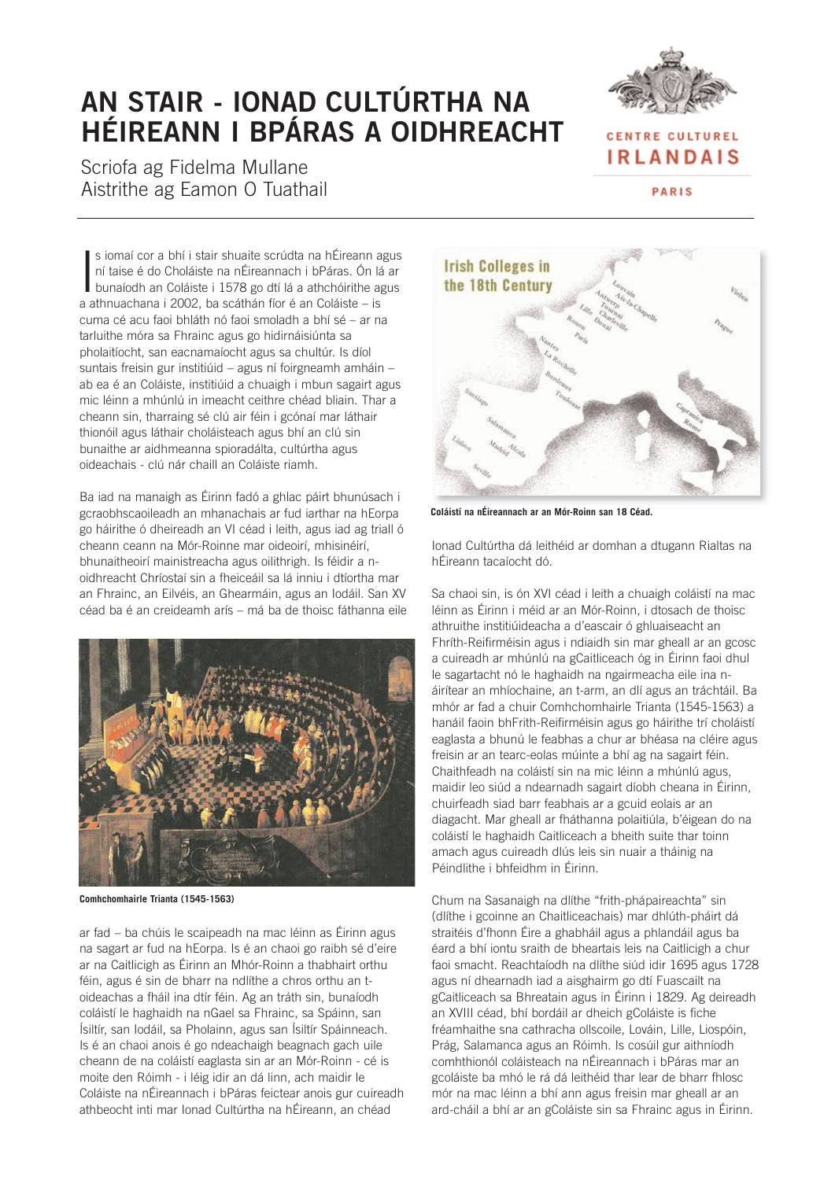# AN STAIR - IONAD CULTÚRTHA NA HÉIREANN I BPÁRAS A OIDHREACHT

Scriofa ag Fidelma Mullane
Aistrithe ag Eamon O Tuathail

CENTRE CULTUREL IRLANDAIS PARIS

Is iomaí cor a bhí i stair shuaite scrúdta na hÉireann agus ní taise é do Choláiste na nÉireannach i bPáras. Ón lá ar bunaíodh an Coláiste i 1578 go dtí lá a athchóirithe agus a athnuachana i 2002, ba scáthán fíor é an Coláiste – is cuma cé acu faoi bhláth nó faoi smoladh a bhí sé – ar na tarluithe móra sa Fhrainc agus go hidirnáisiúnta sa pholaitíocht, san eacnamaíocht agus sa chultúr. Is díol suntais freisin gur institiúid – agus ní foirgneamh amháin – ab ea é an Coláiste, institiúid a chuaigh i mbun sagairt agus mic léinn a mhúnlú in imeacht ceithre chéad bliain. Thar a cheann sin, tharraing sé clú air féin i gcónaí mar láthair thionóil agus láthair choláisteach agus bhí an clú sin bunaithe ar aidhmeanna spioradálta, cultúrtha agus oideachais - clú nár chaill an Coláiste riamh.

Ba iad na manaigh as Éirinn fadó a ghlac páirt bhunúsach i gcraobhscaoileadh an mhanachais ar fud iarthar na hEorpa go háirithe ó dheireadh an VI céad i leith, agus iad ag triall ó cheann ceann na Mór-Roinne mar oideoirí, mhisinéirí, bhunaitheoirí mainistreacha agus oilithrigh. Is féidir a n-oidhreacht Chríostaí sin a fheiceáil sa lá inniu i dtíortha mar an Fhrainc, an Eilvéis, an Ghearmáin, agus an Iodáil. San XV céad ba é an creideamh arís – má ba de thoisc fáthanna eile

**Comhchomhairle Trianta (1545-1563)**

ar fad – ba chúis le scaipeadh na mac léinn as Éirinn agus na sagart ar fud na hEorpa. Is é an chaoi go raibh sé d'eire ar na Caitlicigh as Éirinn an Mhór-Roinn a thabhairt orthu féin, agus é sin de bharr na ndlíthe a chros orthu an t-oideachas a fháil ina dtír féin. Ag an tráth sin, bunaíodh coláistí le haghaidh na nGael sa Fhrainc, sa Spáinn, san Ísiltír, san Iodáil, sa Pholainn, agus san Ísiltír Spáinneach. Is é an chaoi anois é go ndeachaigh beagnach gach uile cheann de na coláistí eaglasta sin ar an Mór-Roinn - cé is moite den Róimh - i léig idir an dá linn, ach maidir le Coláiste na nÉireannach i bPáras feictear anois gur cuireadh athbeocht inti mar Ionad Cultúrtha na hÉireann, an chéad

Irish Colleges in the 18th Century

Louvain, Aix-la-Chapelle, Antwerp, Tournai, Lille, Charleville, Douai, Rouen, Paris, Nantes, La Rochelle, Bordeaux, Toulouse, Santiago, Salamanca, Alcala, Madrid, Lisbon, Seville, Capranica, Rome, Vienna, Prague

**Coláistí na nÉireannach ar an Mór-Roinn san 18 Céad.**

Ionad Cultúrtha dá leithéid ar domhan a dtugann Rialtas na hÉireann tacaíocht dó.

Sa chaoi sin, is ón XVI céad i leith a chuaigh coláistí na mac léinn as Éirinn i méid ar an Mór-Roinn, i dtosach de thoisc athruithe institiúideacha a d'eascair ó ghluaiseacht an Fhrith-Reifirméisin agus i ndiaidh sin mar gheall ar an gcosc a cuireadh ar mhúnlú na gCaitliceach óg in Éirinn faoi dhul le sagartacht nó le haghaidh na ngairmeacha eile ina n-áirítear an mhíochaine, an t-arm, an dlí agus an tráchtáil. Ba mhór ar fad a chuir Comhchomhairle Trianta (1545-1563) a hanáil faoin bhFrith-Reifirméisin agus go háirithe trí choláistí eaglasta a bhunú le feabhas a chur ar bhéasa na cléire agus freisin ar an tearc-eolas múinte a bhí ag na sagairt féin. Chaithfeadh na coláistí sin na mic léinn a mhúnlú agus, maidir leo siúd a ndearnadh sagairt díobh cheana in Éirinn, chuirfeadh siad barr feabhais ar a gcuid eolais ar an diagacht. Mar gheall ar fháthanna polaitiúla, b'éigean do na coláistí le haghaidh Caitliceach a bheith suite thar toinn amach agus cuireadh dlús leis sin nuair a tháinig na Péindlithe i bhfeidhm in Éirinn.

Chum na Sasanaigh na dlíthe "frith-phápaireachta" sin (dlíthe i gcoinne an Chaitliceachais) mar dhlúth-pháirt dá straitéis d'fhonn Éire a ghabháil agus a phlandáil agus ba éard a bhí iontu sraith de bheartais leis na Caitlicigh a chur faoi smacht. Reachtaíodh na dlíthe siúd idir 1695 agus 1728 agus ní dhearnadh iad a aisghairm go dtí Fuascailt na gCaitliceach sa Bhreatain agus in Éirinn i 1829. Ag deireadh an XVIII céad, bhí bordáil ar dheich gColáiste is fiche fréamhaithe sna cathracha ollscoile, Lováin, Lille, Liospóin, Prág, Salamanca agus an Róimh. Is cosúil gur aithníodh comhthionól coláisteach na nÉireannach i bPáras mar an gcoláiste ba mhó le rá dá leithéid thar lear de bharr fhlosc mór na mac léinn a bhí ann agus freisin mar gheall ar an ard-cháil a bhí ar an gColáiste sin sa Fhrainc agus in Éirinn.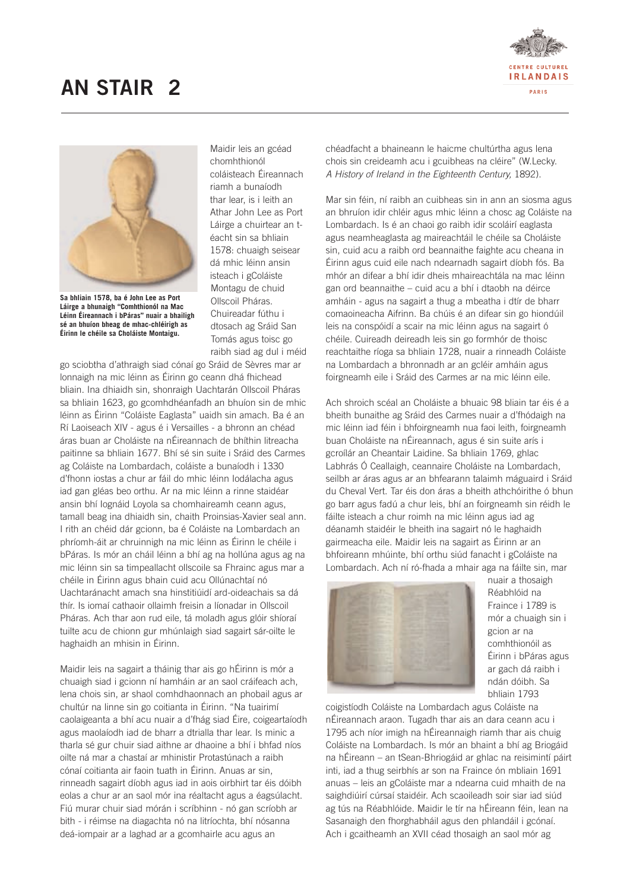# AN STAIR 2

Sa bhliain 1578, ba é John Lee as Port Láirge a bhunaigh "Comhthionól na Mac Léinn Éireannach i bPáras" nuair a bhailigh sé an bhuíon bheag de mhac-chléirigh as Éirinn le chéile sa Choláiste Montaigu.

Maidir leis an gcéad chomhthionól coláisteach Éireannach riamh a bunaíodh thar lear, is i leith an Athar John Lee as Port Láirge a chuirtear an t-éacht sin sa bhliain 1578: chuaigh seisear dá mhic léinn ansin isteach i gColáiste Montagu de chuid Ollscoil Pháras. Chuireadar fúthu i dtosach ag Sráid San Tomás agus toisc go raibh siad ag dul i méid go sciobtha d'athraigh siad cónaí go Sráid de Sèvres mar ar lonnaigh na mic léinn as Éirinn go ceann dhá fhichead bliain. Ina dhiaidh sin, shonraigh Uachtarán Ollscoil Pháras sa bhliain 1623, go gcomhdhéanfadh an bhuíon sin de mhic léinn as Éirinn "Coláiste Eaglasta" uaidh sin amach. Ba é an Rí Laoiseach XIV - agus é i Versailles - a bhronn an chéad áras buan ar Choláiste na nÉireannach de bhíthin litreacha paitinne sa bhliain 1677. Bhí sé sin suite i Sráid des Carmes ag Coláiste na Lombardach, coláiste a bunaíodh i 1330 d'fhonn iostas a chur ar fáil do mhic léinn Iodálacha agus iad gan gléas beo orthu. Ar na mic léinn a rinne staidéar ansin bhí Iognáid Loyola sa chomhaireamh ceann agus, tamall beag ina dhiaidh sin, chaith Proinsias-Xavier seal ann. I rith an chéid dár gcionn, ba é Coláiste na Lombardach an phríomh-áit ar chruinnigh na mic léinn as Éirinn le chéile i bPáras. Is mór an cháil léinn a bhí ag na hollúna agus ag na mic léinn sin sa timpeallacht ollscoile sa Fhrainc agus mar a chéile in Éirinn agus bhain cuid acu Ollúnachtaí nó Uachtaránacht amach sna hinstitiúidí ard-oideachais sa dá thír. Is iomaí cathaoir ollaimh freisin a líonadar in Ollscoil Pháras. Ach thar aon rud eile, tá moladh agus glóir shíoraí tuilte acu de chionn gur mhúnlaigh siad sagairt sár-oilte le haghaidh an mhisin in Éirinn.

Maidir leis na sagairt a tháinig thar ais go hÉirinn is mór a chuaigh siad i gcionn ní hamháin ar an saol cráifeach ach, lena chois sin, ar shaol comhdhaonnach an phobail agus ar chultúr na linne sin go coitianta in Éirinn. "Na tuairimí caolaigeanta a bhí acu nuair a d'fhág siad Éire, coigeartaíodh agus maolaíodh iad de bharr a dtrialla thar lear. Is minic a tharla sé gur chuir siad aithne ar dhaoine a bhí i bhfad níos oilte ná mar a chastaí ar mhinistir Protastúnach a raibh cónaí coitianta air faoin tuath in Éirinn. Anuas ar sin, rinneadh sagairt díobh agus iad in aois oirbhirt tar éis dóibh eolas a chur ar an saol mór ina réaltacht agus a éagsúlacht. Fiú murar chuir siad mórán i scríbhinn - nó gan scríobh ar bith - i réimse na diagachta nó na litríochta, bhí nósanna deá-iompair ar a laghad ar a gcomhairle acu agus an chéadfacht a bhaineann le haicme chultúrtha agus lena chois sin creideamh acu i gcuibheas na cléire" (W.Lecky. *A History of Ireland in the Eighteenth Century,* 1892).

Mar sin féin, ní raibh an cuibheas sin in ann an siosma agus an bhruíon idir chléir agus mhic léinn a chosc ag Coláiste na Lombardach. Is é an chaoi go raibh idir scoláirí eaglasta agus neamheaglasta ag maireachtáil le chéile sa Choláiste sin, cuid acu a raibh ord beannaithe faighte acu cheana in Éirinn agus cuid eile nach ndearnadh sagairt díobh fós. Ba mhór an difear a bhí idir dheis mhaireachtála na mac léinn gan ord beannaithe – cuid acu a bhí i dtaobh na déirce amháin - agus na sagairt a thug a mbeatha i dtír de bharr comaoineacha Aifrinn. Ba chúis é an difear sin go hiondúil leis na conspóidí a scair na mic léinn agus na sagairt ó chéile. Cuireadh deireadh leis sin go formhór de thoisc reachtaithe ríoga sa bhliain 1728, nuair a rinneadh Coláiste na Lombardach a bhronnadh ar an gcléir amháin agus foirgneamh eile i Sráid des Carmes ar na mic léinn eile.

Ach shroich scéal an Choláiste a bhuaic 98 bliain tar éis é a bheith bunaithe ag Sráid des Carmes nuair a d'fhódaigh na mic léinn iad féin i bhfoirgneamh nua faoi leith, foirgneamh buan Choláiste na nÉireannach, agus é sin suite arís i gcroílár an Cheantair Laidine. Sa bhliain 1769, ghlac Labhrás Ó Ceallaigh, ceannaire Choláiste na Lombardach, seilbh ar áras agus ar an bhfearann talaimh máguaird i Sráid du Cheval Vert. Tar éis don áras a bheith athchóirithe ó bhun go barr agus fadú a chur leis, bhí an foirgneamh sin réidh le fáilte isteach a chur roimh na mic léinn agus iad ag déanamh staidéir le bheith ina sagairt nó le haghaidh gairmeacha eile. Maidir leis na sagairt as Éirinn ar an bhfoireann mhúinte, bhí orthu siúd fanacht i gColáiste na Lombardach. Ach ní ró-fhada a mhair aga na fáilte sin, mar nuair a thosaigh Réabhlóid na Fraince i 1789 is mór a chuaigh sin i gcion ar na comhthionóil as Éirinn i bPáras agus ar gach dá raibh i ndán dóibh. Sa bhliain 1793 coigistíodh Coláiste na Lombardach agus Coláiste na nÉireannach araon. Tugadh thar ais an dara ceann acu i 1795 ach níor imigh na hÉireannaigh riamh thar ais chuig Coláiste na Lombardach. Is mór an bhaint a bhí ag Briogáid na hÉireann – an tSean-Bhriogáid ar ghlac na reisimintí páirt inti, iad a thug seirbhís ar son na Fraince ón mbliain 1691 anuas – leis an gColáiste mar a ndearna cuid mhaith de na saighdiúirí cúrsaí staidéir. Ach scaoileadh soir siar iad siúd ag tús na Réabhlóide. Maidir le tír na hÉireann féin, lean na Sasanaigh den fhorghabháil agus den phlandáil i gcónaí. Ach i gcaitheamh an XVII céad thosaigh an saol mór ag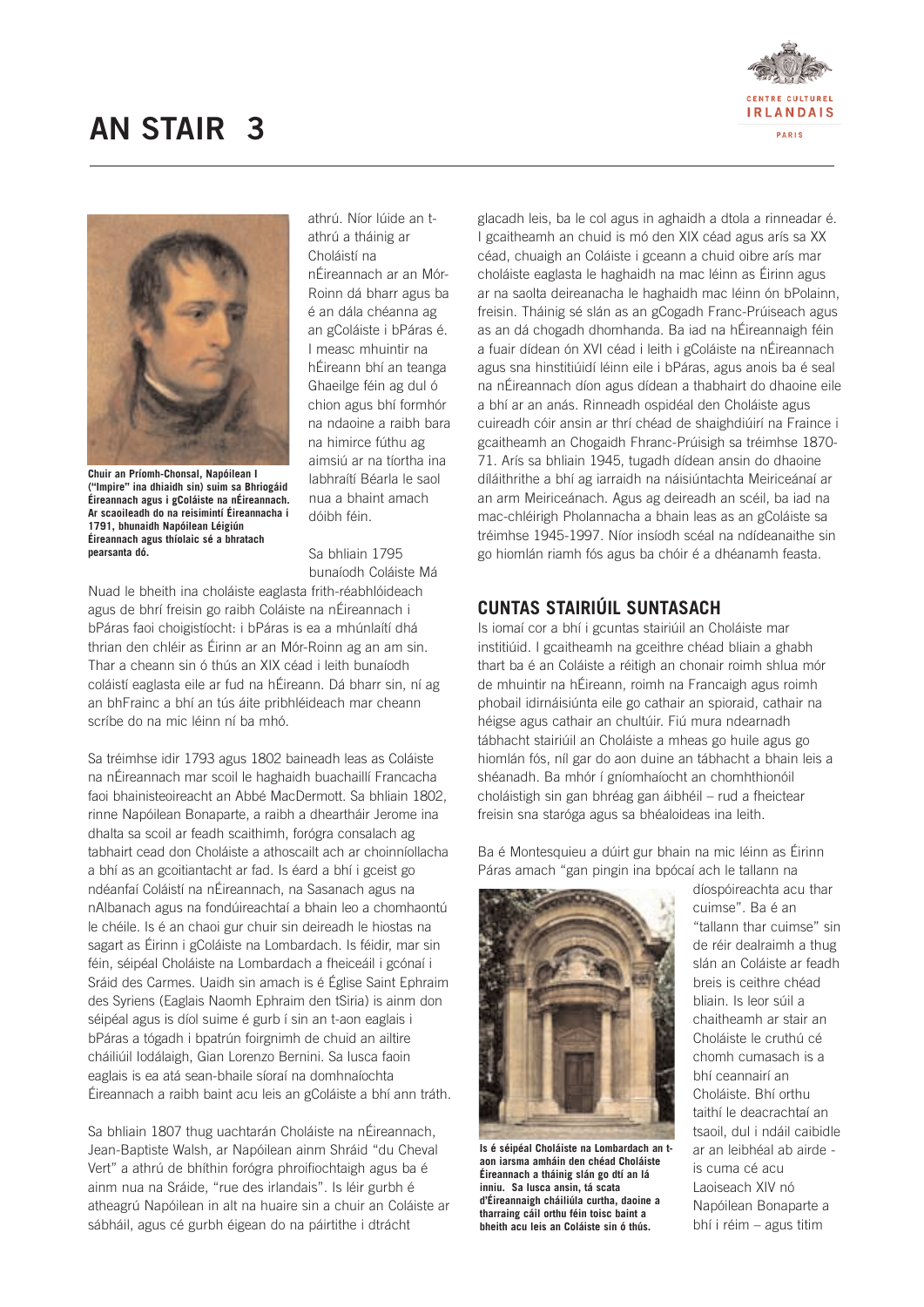# AN STAIR 3

Chuir an Príomh-Chonsal, Napóilean I ("Impire" ina dhiaidh sin) suim sa Bhriogáid Éireannach agus i gColáiste na nÉireannach. Ar scaoileadh do na reisimintí Éireannacha i 1791, bhunaidh Napóilean Léigiún Éireannach agus thíolaic sé a bhratach pearsanta dó.

athrú. Níor lúide an t-athrú a tháinig ar Choláistí na nÉireannach ar an Mór-Roinn dá bharr agus ba é an dála chéanna ag an gColáiste i bPáras é. I measc mhuintir na hÉireann bhí an teanga Ghaeilge féin ag dul ó chion agus bhí formhór na ndaoine a raibh bara na himirce fúthu ag aimsiú ar na tíortha ina labhraítí Béarla le saol nua a bhaint amach dóibh féin.

Sa bhliain 1795 bunaíodh Coláiste Má Nuad le bheith ina choláiste eaglasta frith-réabhlóideach agus de bhrí freisin go raibh Coláiste na nÉireannach i bPáras faoi choigistíocht: i bPáras is ea a mhúnlaítí dhá thrian den chléir as Éirinn ar an Mór-Roinn ag an am sin. Thar a cheann sin ó thús an XIX céad i leith bunaíodh coláistí eaglasta eile ar fud na hÉireann. Dá bharr sin, ní ag an bhFrainc a bhí an tús áite pribhléideach mar cheann scríbe do na mic léinn ní ba mhó.

Sa tréimhse idir 1793 agus 1802 baineadh leas as Coláiste na nÉireannach mar scoil le haghaidh buachaillí Francacha faoi bhainisteoireacht an Abbé MacDermott. Sa bhliain 1802, rinne Napóilean Bonaparte, a raibh a dheartháir Jerome ina dhalta sa scoil ar feadh scaithimh, forógra consalach ag tabhairt cead don Choláiste a athoscailt ach ar choinníollacha a bhí as an gcoitiantacht ar fad. Is éard a bhí i gceist go ndéanfaí Coláistí na nÉireannach, na Sasanach agus na nAlbanach agus na fondúireachtaí a bhain leo a chomhaontú le chéile. Is é an chaoi gur chuir sin deireadh le hiostas na sagart as Éirinn i gColáiste na Lombardach. Is féidir, mar sin féin, séipéal Choláiste na Lombardach a fheiceáil i gcónaí i Sráid des Carmes. Uaidh sin amach is é Église Saint Ephraim des Syriens (Eaglais Naomh Ephraim den tSiria) is ainm don séipéal agus is díol suime é gurb í sin an t-aon eaglais i bPáras a tógadh i bpatrún foirgnimh de chuid an ailtire cháiliúil Iodálaigh, Gian Lorenzo Bernini. Sa lusca faoin eaglais is ea atá sean-bhaile síoraí na domhnaíochta Éireannach a raibh baint acu leis an gColáiste a bhí ann tráth.

Sa bhliain 1807 thug uachtarán Choláiste na nÉireannach, Jean-Baptiste Walsh, ar Napóilean ainm Shráid "du Cheval Vert" a athrú de bhíthin forógra phroifiochtaigh agus ba é ainm nua na Sráide, "rue des irlandais". Is léir gurbh é atheagrú Napóilean in alt na huaire sin a chuir an Coláiste ar sábháil, agus cé gurbh éigean do na páirtithe i dtrácht glacadh leis, ba le col agus in aghaidh a dtola a rinneadar é. I gcaitheamh an chuid is mó den XIX céad agus arís sa XX céad, chuaigh an Coláiste i gceann a chuid oibre arís mar choláiste eaglasta le haghaidh na mac léinn as Éirinn agus ar na saolta deireanacha le haghaidh mac léinn ón bPolainn, freisin. Tháinig sé slán as an gCogadh Franc-Prúiseach agus as an dá chogadh dhomhanda. Ba iad na hÉireannaigh féin a fuair dídean ón XVI céad i leith i gColáiste na nÉireannach agus sna hinstitiúidí léinn eile i bPáras, agus anois ba é seal na nÉireannach díon agus dídean a thabhairt do dhaoine eile a bhí ar an anás. Rinneadh ospidéal den Choláiste agus cuireadh cóir ansin ar thrí chéad de shaighdiúirí na Fraince i gcaitheamh an Chogaidh Fhranc-Prúisigh sa tréimhse 1870-71. Arís sa bhliain 1945, tugadh dídean ansin do dhaoine díláithrithe a bhí ag iarraidh na náisiúntachta Meiriceánaí ar an arm Meiriceánach. Agus ag deireadh an scéil, ba iad na mac-chléirigh Pholannacha a bhain leas as an gColáiste sa tréimhse 1945-1997. Níor insíodh scéal na ndídeanaithe sin go hiomlán riamh fós agus ba chóir é a dhéanamh feasta.

## CUNTAS STAIRIÚIL SUNTASACH

Is iomaí cor a bhí i gcuntas stairiúil an Choláiste mar institiúid. I gcaitheamh na gceithre chéad bliain a ghabh thart ba é an Coláiste a réitigh an chonair roimh shlua mór de mhuintir na hÉireann, roimh na Francaigh agus roimh phobail idirnáisiúnta eile go cathair an spioraid, cathair na héigse agus cathair an chultúir. Fiú mura ndearnadh tábhacht stairiúil an Choláiste a mheas go huile agus go hiomlán fós, níl gar do aon duine an tábhacht a bhain leis a shéanadh. Ba mhór í gníomhaíocht an chomhthionóil choláistigh sin gan bhréag gan áibhéil – rud a fheictear freisin sna staróga agus sa bhéaloideas ina leith.

Ba é Montesquieu a dúirt gur bhain na mic léinn as Éirinn Páras amach "gan pingin ina bpócaí ach le tallann na díospóireachta acu thar cuimse". Ba é an "tallann thar cuimse" sin de réir dealraimh a thug slán an Coláiste ar feadh breis is ceithre chéad bliain. Is leor súil a chaitheamh ar stair an Choláiste le cruthú cé chomh cumasach is a bhí ceannairí an Choláiste. Bhí orthu taithí le deacrachtaí an tsaoil, dul i ndáil caibidle ar an leibhéal ab airde - is cuma cé acu Laoiseach XIV nó Napóilean Bonaparte a bhí i réim – agus titim

Is é séipéal Choláiste na Lombardach an t-aon iarsma amháin den chéad Choláiste Éireannach a tháinig slán go dtí an lá inniu. Sa lusca ansin, tá scata d'Éireannaigh cháiliúla curtha, daoine a tharraing cáil orthu féin toisc baint a bheith acu leis an Coláiste sin ó thús.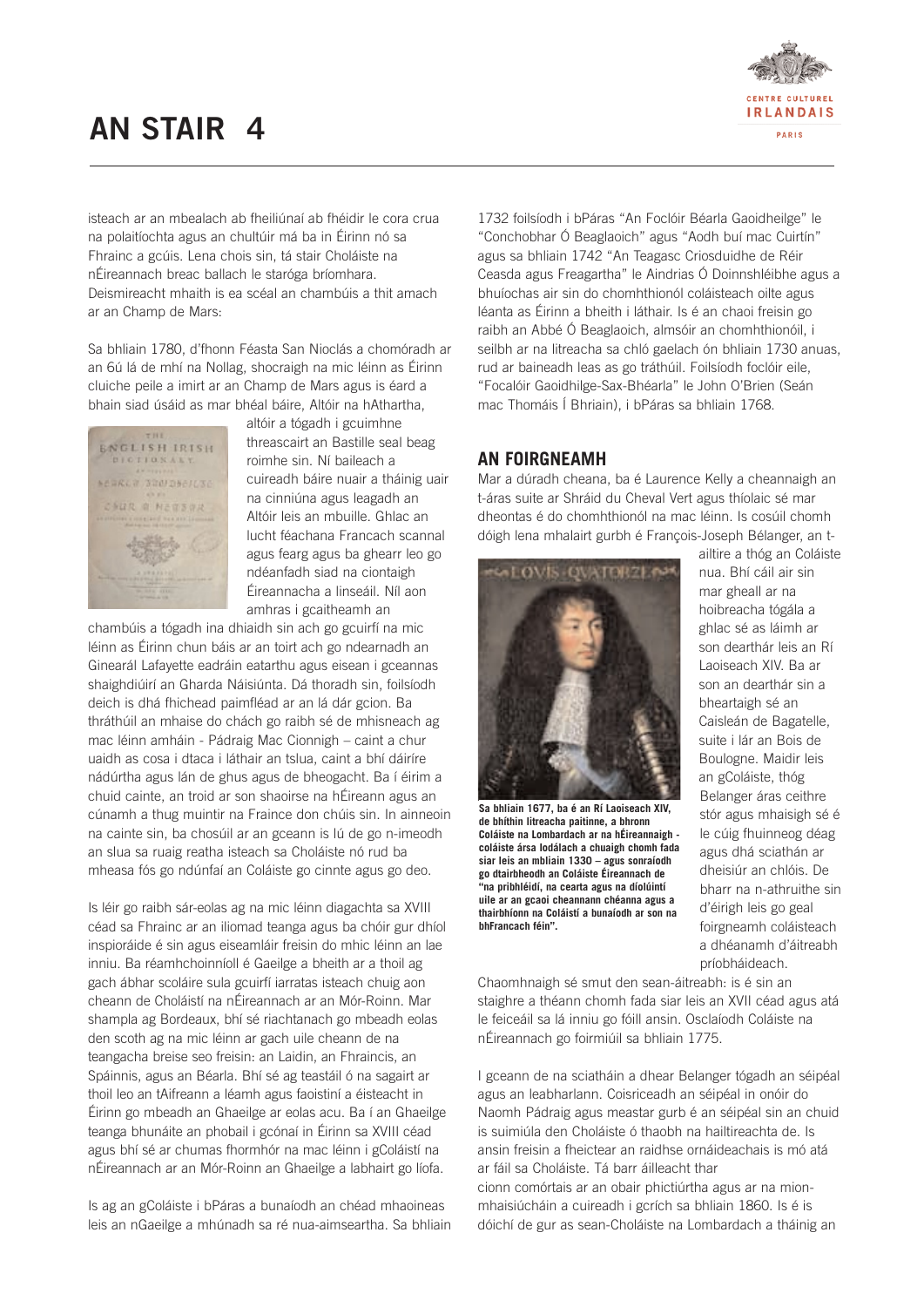# AN STAIR 4

isteach ar an mbealach ab fheiliúnaí ab fhéidir le cora crua na polaitíochta agus an chultúir má ba in Éirinn nó sa Fhrainc a gcúis. Lena chois sin, tá stair Choláiste na nÉireannach breac ballach le staróga bríomhara. Deismireacht mhaith is ea scéal an chambúis a thit amach ar an Champ de Mars:

Sa bhliain 1780, d'fhonn Féasta San Nioclás a chomóradh ar an 6ú lá de mhí na Nollag, shocraigh na mic léinn as Éirinn cluiche peile a imirt ar an Champ de Mars agus is éard a bhain siad úsáid as mar bhéal báire, Altóir na hAthartha, altóir a tógadh i gcuimhne threascairt an Bastille seal beag roimhe sin. Ní baileach a cuireadh báire nuair a tháinig uair na cinniúna agus leagadh an Altóir leis an mbuille. Ghlac an lucht féachana Francach scannal agus fearg agus ba ghearr leo go ndéanfadh siad na ciontaigh Éireannacha a linseáil. Níl aon amhras i gcaitheamh an chambúis a tógadh ina dhiaidh sin ach go gcuirfí na mic léinn as Éirinn chun báis ar an toirt ach go ndearnadh an Ginearál Lafayette eadráin eatarthu agus eisean i gceannas shaighdiúirí an Gharda Náisiúnta. Dá thoradh sin, foilsíodh deich is dhá fhichead paimfléad ar an lá dár gcion. Ba thráthúil an mhaise do chách go raibh sé de mhisneach ag mac léinn amháin - Pádraig Mac Cionnigh – caint a chur uaidh as cosa i dtaca i láthair an tslua, caint a bhí dáiríre nádúrtha agus lán de ghus agus de bheogacht. Ba í éirim a chuid cainte, an troid ar son shaoirse na hÉireann agus an cúnamh a thug muintir na Fraince don chúis sin. In ainneoin na cainte sin, ba chosúil ar an gceann is lú de go n-imeodh an slua sa ruaig reatha isteach sa Choláiste nó rud ba mheasa fós go ndúnfaí an Coláiste go cinnte agus go deo.

Is léir go raibh sár-eolas ag na mic léinn diagachta sa XVIII céad sa Fhrainc ar an iliomad teanga agus ba chóir gur dhíol inspioráide é sin agus eiseamláir freisin do mhic léinn an lae inniu. Ba réamhchoinníoll é Gaeilge a bheith ar a thoil ag gach ábhar scoláire sula gcuirfí iarratas isteach chuig aon cheann de Choláistí na nÉireannach ar an Mór-Roinn. Mar shampla ag Bordeaux, bhí sé riachtanach go mbeadh eolas den scoth ag na mic léinn ar gach uile cheann de na teangacha breise seo freisin: an Laidin, an Fhraincis, an Spáinnis, agus an Béarla. Bhí sé ag teastáil ó na sagairt ar thoil leo an tAifreann a léamh agus faoistiní a éisteacht in Éirinn go mbeadh an Ghaeilge ar eolas acu. Ba í an Ghaeilge teanga bhunáite an phobail i gcónaí in Éirinn sa XVIII céad agus bhí sé ar chumas fhormhór na mac léinn i gColáistí na nÉireannach ar an Mór-Roinn an Ghaeilge a labhairt go líofa.

Is ag an gColáiste i bPáras a bunaíodh an chéad mhaoineas leis an nGaeilge a mhúnadh sa ré nua-aimseartha. Sa bhliain 1732 foilsíodh i bPáras "An Foclóir Béarla Gaoidheilge" le "Conchobhar Ó Beaglaoich" agus "Aodh buí mac Cuirtín" agus sa bhliain 1742 "An Teagasc Criosduidhe de Réir Ceasda agus Freagartha" le Aindrias Ó Doinnshléibhe agus a bhuíochas air sin do chomhthionól coláisteach oilte agus léanta as Éirinn a bheith i láthair. Is é an chaoi freisin go raibh an Abbé Ó Beaglaoich, almsóir an chomhthionóil, i seilbh ar na litreacha sa chló gaelach ón bhliain 1730 anuas, rud ar baineadh leas as go tráthúil. Foilsíodh foclóir eile, "Focalóir Gaoidhilge-Sax-Bhéarla" le John O'Brien (Seán mac Thomáis Í Bhriain), i bPáras sa bhliain 1768.

## AN FOIRGNEAMH

Mar a dúradh cheana, ba é Laurence Kelly a cheannaigh an t-áras suite ar Shráid du Cheval Vert agus thíolaic sé mar dheontas é do chomhthionól na mac léinn. Is cosúil chomh dóigh lena mhalairt gurbh é François-Joseph Bélanger, an t-ailtire a thóg an Coláiste nua. Bhí cáil air sin mar gheall ar na hoibreacha tógála a ghlac sé as láimh ar son dearthár leis an Rí Laoiseach XIV. Ba ar son an dearthár sin a bheartaigh sé an Caisleán de Bagatelle, suite i lár an Bois de Boulogne. Maidir leis an gColáiste, thóg Belanger áras ceithre stór agus mhaisigh sé é le cúig fhuinneog déag agus dhá sciathán ar dheisiúr an chlóis. De bharr na n-athruithe sin d'éirigh leis go geal foirgneamh coláisteach a dhéanamh d'áitreabh príobháideach.

**Sa bhliain 1677, ba é an Rí Laoiseach XIV, de bhíthin litreacha paitinne, a bhronn Coláiste na Lombardach ar na hÉireannaigh - coláiste ársa Iodálach a chuaigh chomh fada siar leis an mbliain 1330 – agus sonraíodh go dtairbheodh an Coláiste Éireannach de "na pribhléidí, na cearta agus na díolúintí uile ar an gcaoi cheannann chéanna agus a thairbhíonn na Coláistí a bunaíodh ar son na bhFrancach féin".**

Chaomhnaigh sé smut den sean-áitreabh: is é sin an staighre a théann chomh fada siar leis an XVII céad agus atá le feiceáil sa lá inniu go fóill ansin. Osclaíodh Coláiste na nÉireannach go foirmiúil sa bhliain 1775.

I gceann de na sciatháin a dhear Belanger tógadh an séipéal agus an leabharlann. Coisriceadh an séipéal in onóir do Naomh Pádraig agus meastar gurb é an séipéal sin an chuid is suimiúla den Choláiste ó thaobh na hailtireachta de. Is ansin freisin a fheictear an raidhse ornáideachais is mó atá ar fáil sa Choláiste. Tá barr áilleacht thar cionn comórtais ar an obair phictiúrtha agus ar na mion-mhaisiúcháin a cuireadh i gcrích sa bhliain 1860. Is é is dóichí de gur as sean-Choláiste na Lombardach a tháinig an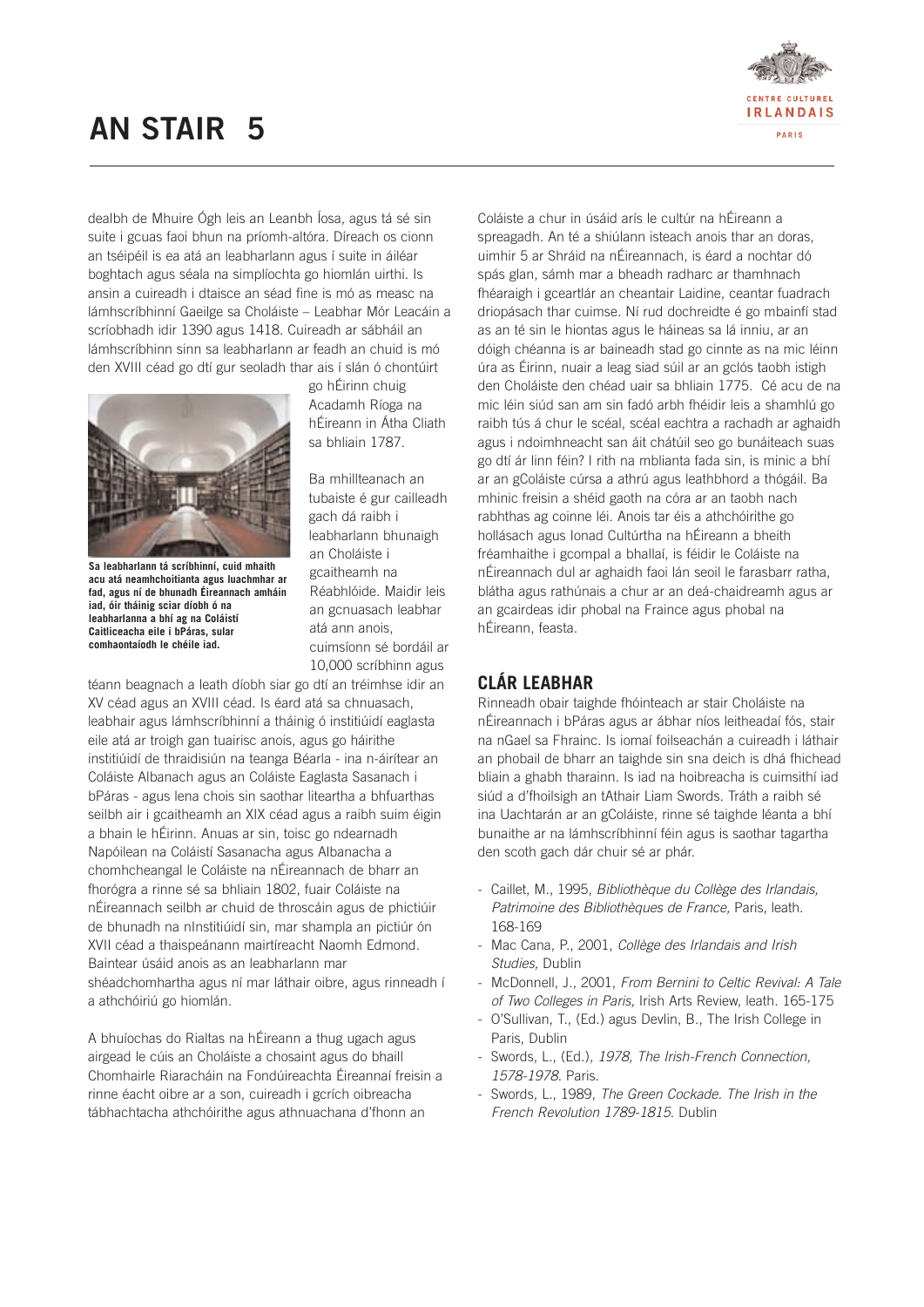# AN STAIR 5

dealbh de Mhuire Ógh leis an Leanbh Íosa, agus tá sé sin suite i gcuas faoi bhun na príomh-altóra. Díreach os cionn an tséipéil is ea atá an leabharlann agus í suite in áiléar boghtach agus séala na simplíochta go hiomlán uirthi. Is ansin a cuireadh i dtaisce an séad fine is mó as measc na lámhscríbhinní Gaeilge sa Choláiste – Leabhar Mór Leacáin a scríobhadh idir 1390 agus 1418. Cuireadh ar sábháil an lámhscríbhinn sinn sa leabharlann ar feadh an chuid is mó den XVIII céad go dtí gur seoladh thar ais í slán ó chontúirt go hÉirinn chuig Acadamh Ríoga na hÉireann in Átha Cliath sa bhliain 1787.

**Sa leabharlann tá scríbhinní, cuid mhaith acu atá neamhchoitianta agus luachmhar ar fad, agus ní de bhunadh Éireannach amháin iad, óir tháinig sciar díobh ó na leabharlanna a bhí ag na Coláistí Caitliceacha eile i bPáras, sular comhaontaíodh le chéile iad.**

Ba mhillteanach an tubaiste é gur cailleadh gach dá raibh i leabharlann bhunaigh an Choláiste i gcaitheamh na Réabhlóide. Maidir leis an gcnuasach leabhar atá ann anois, cuimsíonn sé bordáil ar 10,000 scríbhinn agus téann beagnach a leath díobh siar go dtí an tréimhse idir an XV céad agus an XVIII céad. Is éard atá sa chnuasach, leabhair agus lámhscríbhinní a tháinig ó institiúidí eaglasta eile atá ar troigh gan tuairisc anois, agus go háirithe institiúidí de thraidisiún na teanga Béarla - ina n-áirítear an Coláiste Albanach agus an Coláiste Eaglasta Sasanach i bPáras - agus lena chois sin saothar liteartha a bhfuarthas seilbh air i gcaitheamh an XIX céad agus a raibh suim éigin a bhain le hÉirinn. Anuas ar sin, toisc go ndearnadh Napóilean na Coláistí Sasanacha agus Albanacha a chomhcheangal le Coláiste na nÉireannach de bharr an fhorógra a rinne sé sa bhliain 1802, fuair Coláiste na nÉireannach seilbh ar chuid de throscáin agus de phictiúir de bhunadh na nInstitiúidí sin, mar shampla an pictiúr ón XVII céad a thaispeánann mairtíreacht Naomh Edmond. Baintear úsáid anois as an leabharlann mar shéadchomhartha agus ní mar láthair oibre, agus rinneadh í a athchóiriú go hiomlán.

A bhuíochas do Rialtas na hÉireann a thug ugach agus airgead le cúis an Choláiste a chosaint agus do bhaill Chomhairle Riaracháin na Fondúireachta Éireannaí freisin a rinne éacht oibre ar a son, cuireadh i gcrích oibreacha tábhachtacha athchóirithe agus athnuachana d'fhonn an Coláiste a chur in úsáid arís le cultúr na hÉireann a spreagadh. An té a shiúlann isteach anois thar an doras, uimhir 5 ar Shráid na nÉireannach, is éard a nochtar dó spás glan, sámh mar a bheadh radharc ar thamhnach fhéaraigh i gceartlár an cheantair Laidine, ceantar fuadrach driopásach thar cuimse. Ní rud dochreidte é go mbainfí stad as an té sin le hiontas agus le háineas sa lá inniu, ar an dóigh chéanna is ar baineadh stad go cinnte as na mic léinn úra as Éirinn, nuair a leag siad súil ar an gclós taobh istigh den Choláiste den chéad uair sa bhliain 1775. Cé acu de na mic léin siúd san am sin fadó arbh fhéidir leis a shamhlú go raibh tús á chur le scéal, scéal eachtra a rachadh ar aghaidh agus i ndoimhneacht san áit chátúil seo go bunáiteach suas go dtí ár linn féin? I rith na mblianta fada sin, is minic a bhí ar an gColáiste cúrsa a athrú agus leathbhord a thógáil. Ba mhinic freisin a shéid gaoth na córa ar an taobh nach rabhthas ag coinne léi. Anois tar éis a athchóirithe go hollásach agus Ionad Cultúrtha na hÉireann a bheith fréamhaithe i gcompal a bhallaí, is féidir le Coláiste na nÉireannach dul ar aghaidh faoi lán seoil le farasbarr ratha, blátha agus rathúnais a chur ar an deá-chaidreamh agus ar an gcairdeas idir phobal na Fraince agus phobal na hÉireann, feasta.

## CLÁR LEABHAR

Rinneadh obair taighde fhóinteach ar stair Choláiste na nÉireannach i bPáras agus ar ábhar níos leitheadaí fós, stair na nGael sa Fhrainc. Is iomaí foilseachán a cuireadh i láthair an phobail de bharr an taighde sin sna deich is dhá fhichead bliain a ghabh tharainn. Is iad na hoibreacha is cuimsithí iad siúd a d'fhoilsigh an tAthair Liam Swords. Tráth a raibh sé ina Uachtarán ar an gColáiste, rinne sé taighde léanta a bhí bunaithe ar na lámhscríbhinní féin agus is saothar tagartha den scoth gach dár chuir sé ar phár.

- Caillet, M., 1995, *Bibliothèque du Collège des Irlandais, Patrimoine des Bibliothèques de France,* Paris, leath. 168-169
- Mac Cana, P., 2001, *Collège des Irlandais and Irish Studies,* Dublin
- McDonnell, J., 2001, *From Bernini to Celtic Revival: A Tale of Two Colleges in Paris,* Irish Arts Review, leath. 165-175
- O'Sullivan, T., (Ed.) agus Devlin, B., The Irish College in Paris, Dublin
- Swords, L., (Ed.), *1978, The Irish-French Connection, 1578-1978.* Paris.
- Swords, L., 1989, *The Green Cockade. The Irish in the French Revolution 1789-1815.* Dublin